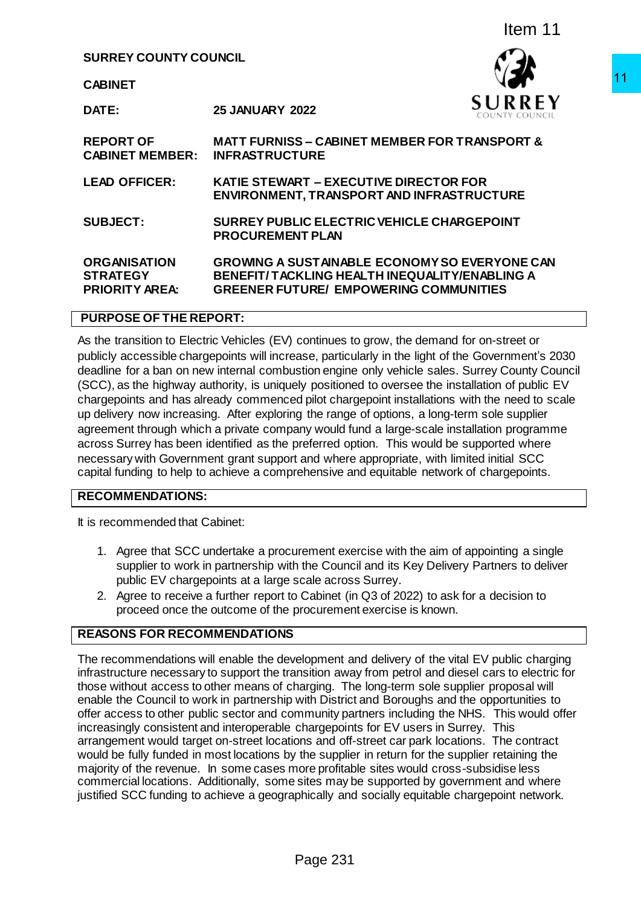Item 11

**SURREY COUNTY COUNCIL**

**CABINET**

| | |
|---|---|
| **DATE:** | **25 JANUARY 2022** |
| **REPORT OF CABINET MEMBER:** | **MATT FURNISS – CABINET MEMBER FOR TRANSPORT & INFRASTRUCTURE** |
| **LEAD OFFICER:** | **KATIE STEWART – EXECUTIVE DIRECTOR FOR ENVIRONMENT, TRANSPORT AND INFRASTRUCTURE** |
| **SUBJECT:** | **SURREY PUBLIC ELECTRIC VEHICLE CHARGEPOINT PROCUREMENT PLAN** |
| **ORGANISATION STRATEGY PRIORITY AREA:** | **GROWING A SUSTAINABLE ECONOMY SO EVERYONE CAN BENEFIT/ TACKLING HEALTH INEQUALITY/ENABLING A GREENER FUTURE/ EMPOWERING COMMUNITIES** |

## PURPOSE OF THE REPORT:

As the transition to Electric Vehicles (EV) continues to grow, the demand for on-street or publicly accessible chargepoints will increase, particularly in the light of the Government's 2030 deadline for a ban on new internal combustion engine only vehicle sales. Surrey County Council (SCC), as the highway authority, is uniquely positioned to oversee the installation of public EV chargepoints and has already commenced pilot chargepoint installations with the need to scale up delivery now increasing. After exploring the range of options, a long-term sole supplier agreement through which a private company would fund a large-scale installation programme across Surrey has been identified as the preferred option. This would be supported where necessary with Government grant support and where appropriate, with limited initial SCC capital funding to help to achieve a comprehensive and equitable network of chargepoints.

## RECOMMENDATIONS:

It is recommended that Cabinet:

1. Agree that SCC undertake a procurement exercise with the aim of appointing a single supplier to work in partnership with the Council and its Key Delivery Partners to deliver public EV chargepoints at a large scale across Surrey.
2. Agree to receive a further report to Cabinet (in Q3 of 2022) to ask for a decision to proceed once the outcome of the procurement exercise is known.

## REASONS FOR RECOMMENDATIONS

The recommendations will enable the development and delivery of the vital EV public charging infrastructure necessary to support the transition away from petrol and diesel cars to electric for those without access to other means of charging. The long-term sole supplier proposal will enable the Council to work in partnership with District and Boroughs and the opportunities to offer access to other public sector and community partners including the NHS. This would offer increasingly consistent and interoperable chargepoints for EV users in Surrey. This arrangement would target on-street locations and off-street car park locations. The contract would be fully funded in most locations by the supplier in return for the supplier retaining the majority of the revenue. In some cases more profitable sites would cross-subsidise less commercial locations. Additionally, some sites may be supported by government and where justified SCC funding to achieve a geographically and socially equitable chargepoint network.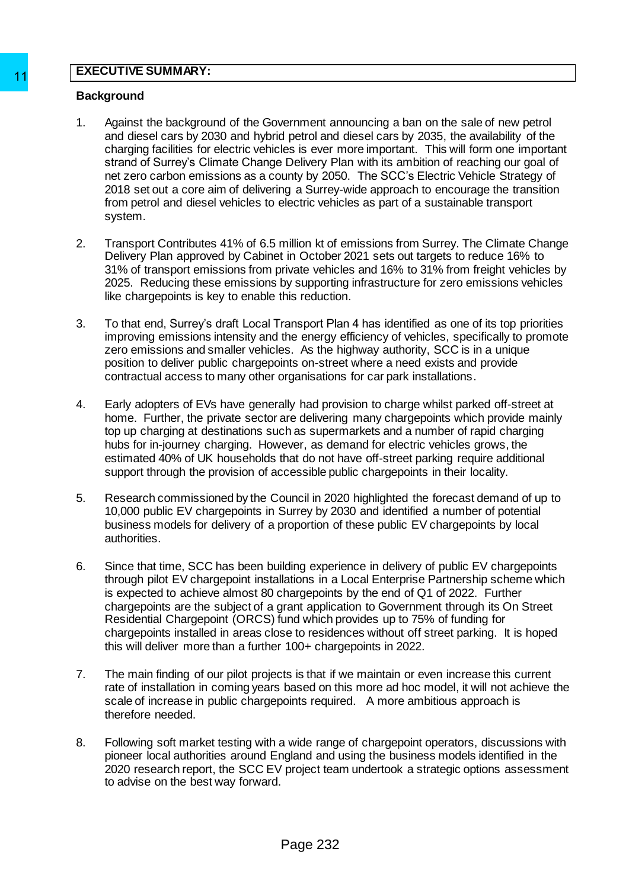## EXECUTIVE SUMMARY:

**Background**

1. Against the background of the Government announcing a ban on the sale of new petrol and diesel cars by 2030 and hybrid petrol and diesel cars by 2035, the availability of the charging facilities for electric vehicles is ever more important. This will form one important strand of Surrey's Climate Change Delivery Plan with its ambition of reaching our goal of net zero carbon emissions as a county by 2050. The SCC's Electric Vehicle Strategy of 2018 set out a core aim of delivering a Surrey-wide approach to encourage the transition from petrol and diesel vehicles to electric vehicles as part of a sustainable transport system.

2. Transport Contributes 41% of 6.5 million kt of emissions from Surrey. The Climate Change Delivery Plan approved by Cabinet in October 2021 sets out targets to reduce 16% to 31% of transport emissions from private vehicles and 16% to 31% from freight vehicles by 2025. Reducing these emissions by supporting infrastructure for zero emissions vehicles like chargepoints is key to enable this reduction.

3. To that end, Surrey's draft Local Transport Plan 4 has identified as one of its top priorities improving emissions intensity and the energy efficiency of vehicles, specifically to promote zero emissions and smaller vehicles. As the highway authority, SCC is in a unique position to deliver public chargepoints on-street where a need exists and provide contractual access to many other organisations for car park installations.

4. Early adopters of EVs have generally had provision to charge whilst parked off-street at home. Further, the private sector are delivering many chargepoints which provide mainly top up charging at destinations such as supermarkets and a number of rapid charging hubs for in-journey charging. However, as demand for electric vehicles grows, the estimated 40% of UK households that do not have off-street parking require additional support through the provision of accessible public chargepoints in their locality.

5. Research commissioned by the Council in 2020 highlighted the forecast demand of up to 10,000 public EV chargepoints in Surrey by 2030 and identified a number of potential business models for delivery of a proportion of these public EV chargepoints by local authorities.

6. Since that time, SCC has been building experience in delivery of public EV chargepoints through pilot EV chargepoint installations in a Local Enterprise Partnership scheme which is expected to achieve almost 80 chargepoints by the end of Q1 of 2022. Further chargepoints are the subject of a grant application to Government through its On Street Residential Chargepoint (ORCS) fund which provides up to 75% of funding for chargepoints installed in areas close to residences without off street parking. It is hoped this will deliver more than a further 100+ chargepoints in 2022.

7. The main finding of our pilot projects is that if we maintain or even increase this current rate of installation in coming years based on this more ad hoc model, it will not achieve the scale of increase in public chargepoints required. A more ambitious approach is therefore needed.

8. Following soft market testing with a wide range of chargepoint operators, discussions with pioneer local authorities around England and using the business models identified in the 2020 research report, the SCC EV project team undertook a strategic options assessment to advise on the best way forward.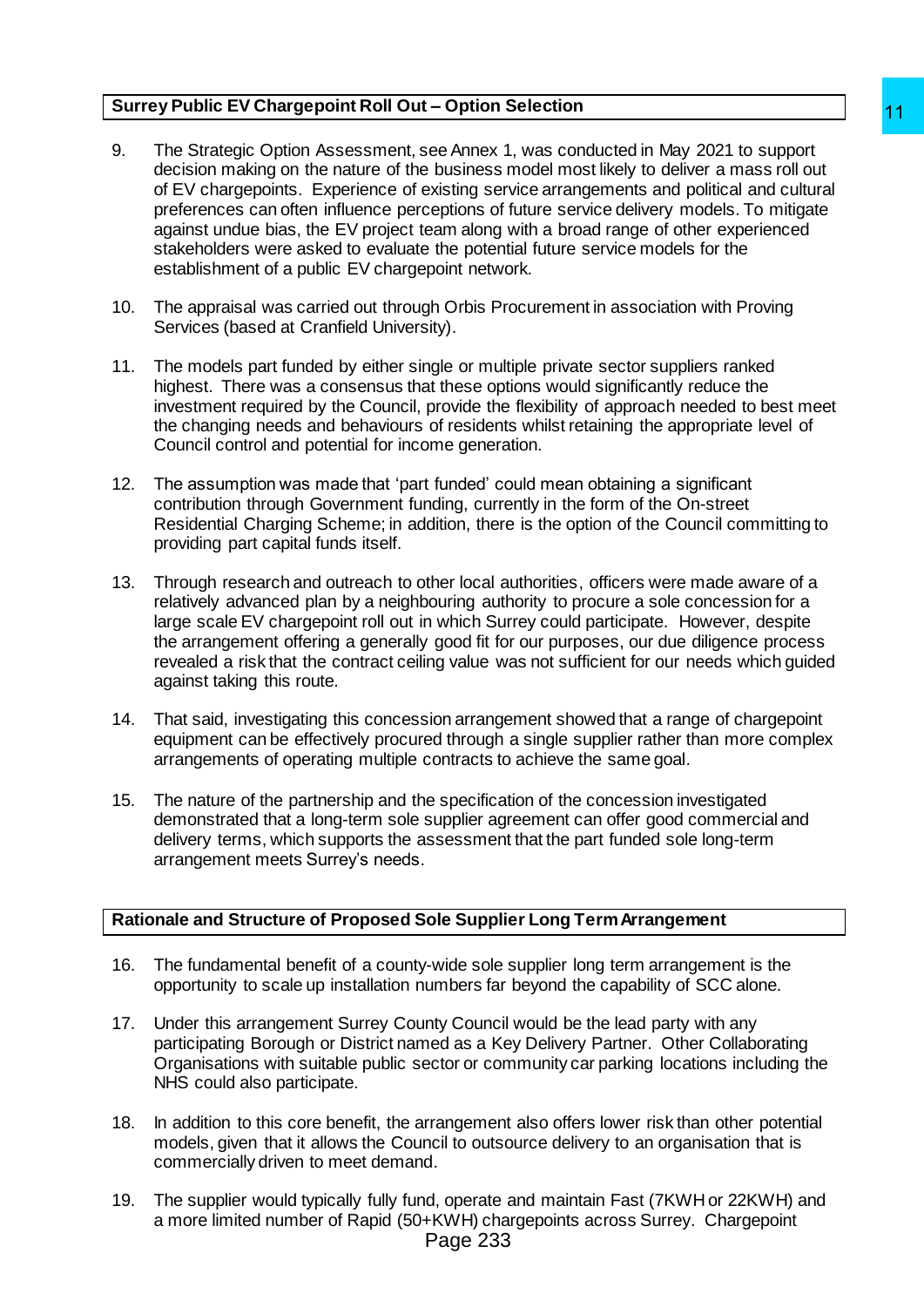## Surrey Public EV Chargepoint Roll Out – Option Selection

9. The Strategic Option Assessment, see Annex 1, was conducted in May 2021 to support decision making on the nature of the business model most likely to deliver a mass roll out of EV chargepoints. Experience of existing service arrangements and political and cultural preferences can often influence perceptions of future service delivery models. To mitigate against undue bias, the EV project team along with a broad range of other experienced stakeholders were asked to evaluate the potential future service models for the establishment of a public EV chargepoint network.

10. The appraisal was carried out through Orbis Procurement in association with Proving Services (based at Cranfield University).

11. The models part funded by either single or multiple private sector suppliers ranked highest. There was a consensus that these options would significantly reduce the investment required by the Council, provide the flexibility of approach needed to best meet the changing needs and behaviours of residents whilst retaining the appropriate level of Council control and potential for income generation.

12. The assumption was made that 'part funded' could mean obtaining a significant contribution through Government funding, currently in the form of the On-street Residential Charging Scheme; in addition, there is the option of the Council committing to providing part capital funds itself.

13. Through research and outreach to other local authorities, officers were made aware of a relatively advanced plan by a neighbouring authority to procure a sole concession for a large scale EV chargepoint roll out in which Surrey could participate. However, despite the arrangement offering a generally good fit for our purposes, our due diligence process revealed a risk that the contract ceiling value was not sufficient for our needs which guided against taking this route.

14. That said, investigating this concession arrangement showed that a range of chargepoint equipment can be effectively procured through a single supplier rather than more complex arrangements of operating multiple contracts to achieve the same goal.

15. The nature of the partnership and the specification of the concession investigated demonstrated that a long-term sole supplier agreement can offer good commercial and delivery terms, which supports the assessment that the part funded sole long-term arrangement meets Surrey's needs.

## Rationale and Structure of Proposed Sole Supplier Long Term Arrangement

16. The fundamental benefit of a county-wide sole supplier long term arrangement is the opportunity to scale up installation numbers far beyond the capability of SCC alone.

17. Under this arrangement Surrey County Council would be the lead party with any participating Borough or District named as a Key Delivery Partner. Other Collaborating Organisations with suitable public sector or community car parking locations including the NHS could also participate.

18. In addition to this core benefit, the arrangement also offers lower risk than other potential models, given that it allows the Council to outsource delivery to an organisation that is commercially driven to meet demand.

19. The supplier would typically fully fund, operate and maintain Fast (7KWH or 22KWH) and a more limited number of Rapid (50+KWH) chargepoints across Surrey. Chargepoint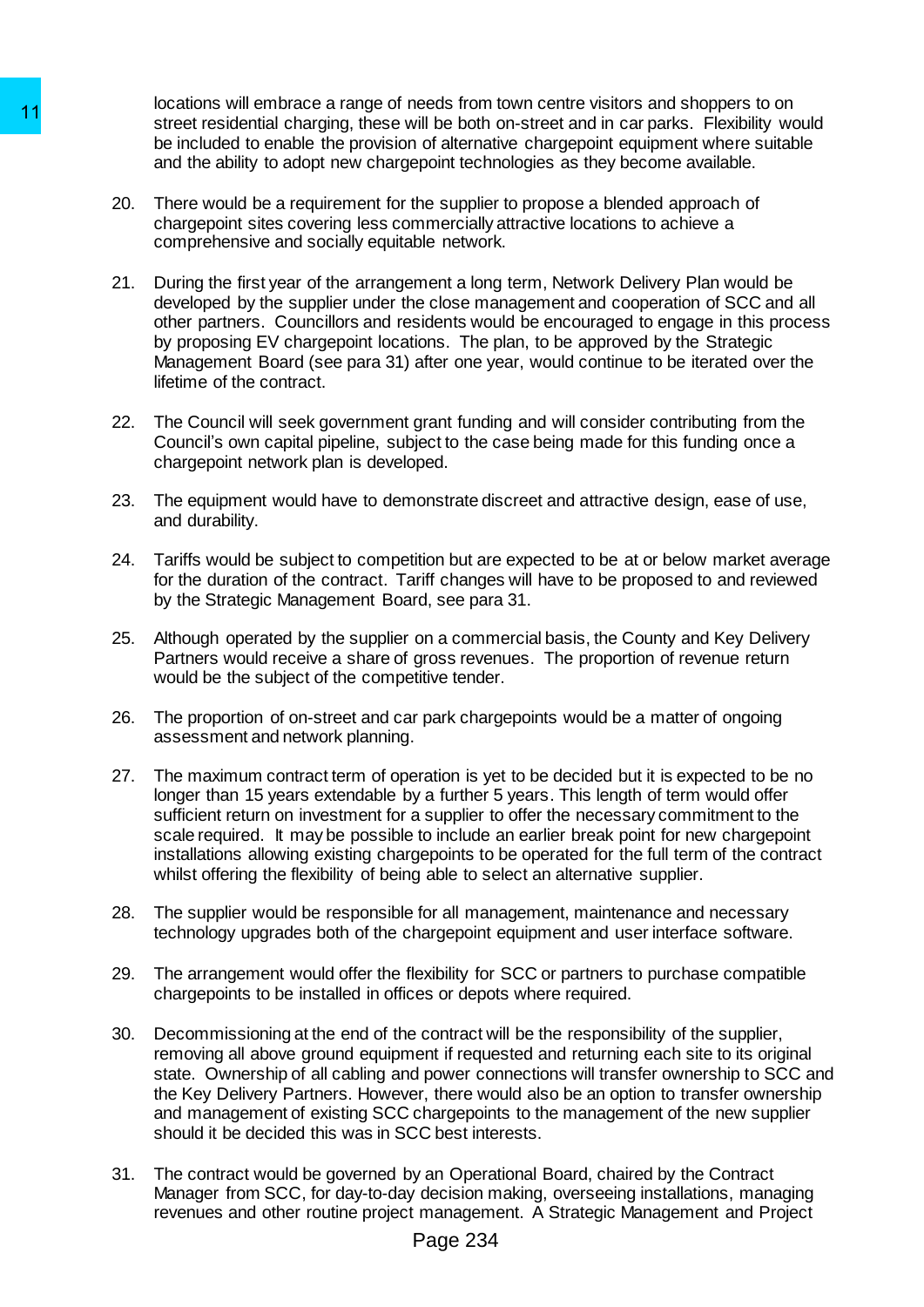locations will embrace a range of needs from town centre visitors and shoppers to on street residential charging, these will be both on-street and in car parks. Flexibility would be included to enable the provision of alternative chargepoint equipment where suitable and the ability to adopt new chargepoint technologies as they become available.

20. There would be a requirement for the supplier to propose a blended approach of chargepoint sites covering less commercially attractive locations to achieve a comprehensive and socially equitable network.

21. During the first year of the arrangement a long term, Network Delivery Plan would be developed by the supplier under the close management and cooperation of SCC and all other partners. Councillors and residents would be encouraged to engage in this process by proposing EV chargepoint locations. The plan, to be approved by the Strategic Management Board (see para 31) after one year, would continue to be iterated over the lifetime of the contract.

22. The Council will seek government grant funding and will consider contributing from the Council's own capital pipeline, subject to the case being made for this funding once a chargepoint network plan is developed.

23. The equipment would have to demonstrate discreet and attractive design, ease of use, and durability.

24. Tariffs would be subject to competition but are expected to be at or below market average for the duration of the contract. Tariff changes will have to be proposed to and reviewed by the Strategic Management Board, see para 31.

25. Although operated by the supplier on a commercial basis, the County and Key Delivery Partners would receive a share of gross revenues. The proportion of revenue return would be the subject of the competitive tender.

26. The proportion of on-street and car park chargepoints would be a matter of ongoing assessment and network planning.

27. The maximum contract term of operation is yet to be decided but it is expected to be no longer than 15 years extendable by a further 5 years. This length of term would offer sufficient return on investment for a supplier to offer the necessary commitment to the scale required. It may be possible to include an earlier break point for new chargepoint installations allowing existing chargepoints to be operated for the full term of the contract whilst offering the flexibility of being able to select an alternative supplier.

28. The supplier would be responsible for all management, maintenance and necessary technology upgrades both of the chargepoint equipment and user interface software.

29. The arrangement would offer the flexibility for SCC or partners to purchase compatible chargepoints to be installed in offices or depots where required.

30. Decommissioning at the end of the contract will be the responsibility of the supplier, removing all above ground equipment if requested and returning each site to its original state. Ownership of all cabling and power connections will transfer ownership to SCC and the Key Delivery Partners. However, there would also be an option to transfer ownership and management of existing SCC chargepoints to the management of the new supplier should it be decided this was in SCC best interests.

31. The contract would be governed by an Operational Board, chaired by the Contract Manager from SCC, for day-to-day decision making, overseeing installations, managing revenues and other routine project management. A Strategic Management and Project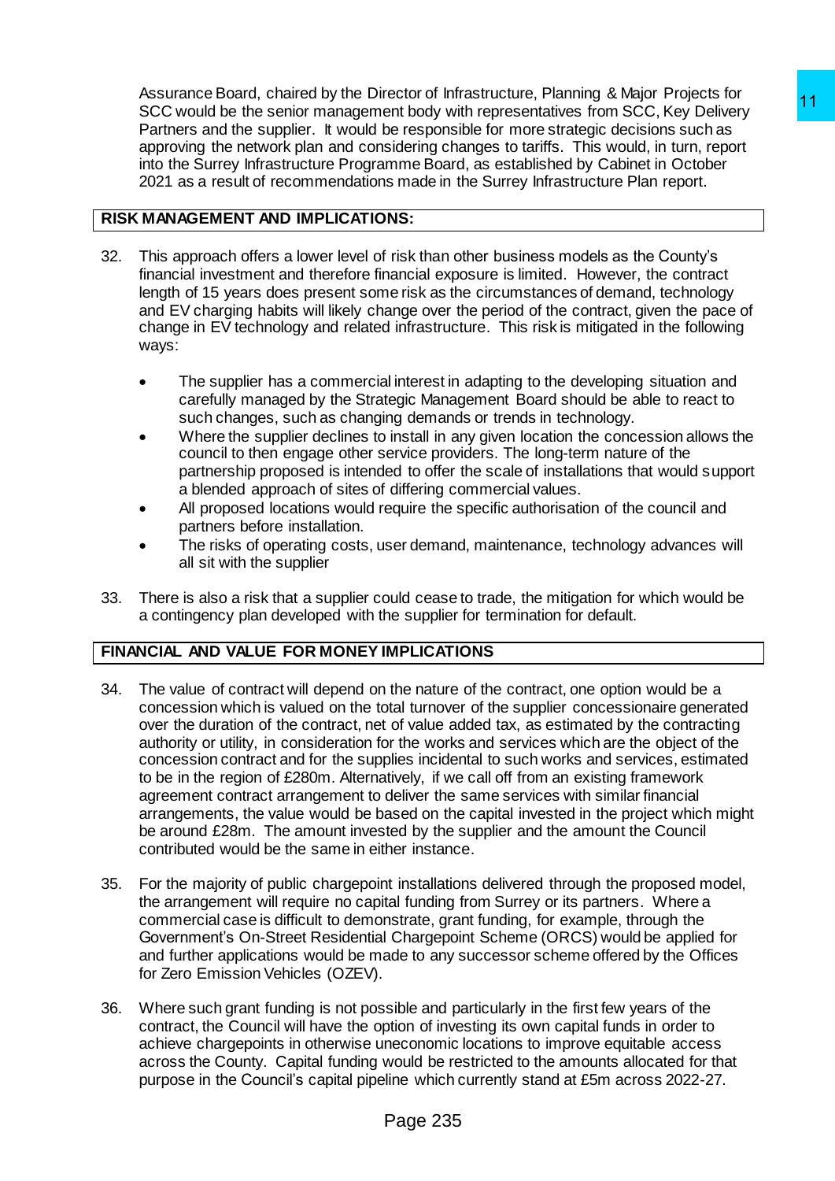Assurance Board, chaired by the Director of Infrastructure, Planning & Major Projects for SCC would be the senior management body with representatives from SCC, Key Delivery Partners and the supplier. It would be responsible for more strategic decisions such as approving the network plan and considering changes to tariffs. This would, in turn, report into the Surrey Infrastructure Programme Board, as established by Cabinet in October 2021 as a result of recommendations made in the Surrey Infrastructure Plan report.

## RISK MANAGEMENT AND IMPLICATIONS:

32. This approach offers a lower level of risk than other business models as the County's financial investment and therefore financial exposure is limited. However, the contract length of 15 years does present some risk as the circumstances of demand, technology and EV charging habits will likely change over the period of the contract, given the pace of change in EV technology and related infrastructure. This risk is mitigated in the following ways:

    - The supplier has a commercial interest in adapting to the developing situation and carefully managed by the Strategic Management Board should be able to react to such changes, such as changing demands or trends in technology.
    - Where the supplier declines to install in any given location the concession allows the council to then engage other service providers. The long-term nature of the partnership proposed is intended to offer the scale of installations that would support a blended approach of sites of differing commercial values.
    - All proposed locations would require the specific authorisation of the council and partners before installation.
    - The risks of operating costs, user demand, maintenance, technology advances will all sit with the supplier

33. There is also a risk that a supplier could cease to trade, the mitigation for which would be a contingency plan developed with the supplier for termination for default.

## FINANCIAL AND VALUE FOR MONEY IMPLICATIONS

34. The value of contract will depend on the nature of the contract, one option would be a concession which is valued on the total turnover of the supplier concessionaire generated over the duration of the contract, net of value added tax, as estimated by the contracting authority or utility, in consideration for the works and services which are the object of the concession contract and for the supplies incidental to such works and services, estimated to be in the region of £280m. Alternatively, if we call off from an existing framework agreement contract arrangement to deliver the same services with similar financial arrangements, the value would be based on the capital invested in the project which might be around £28m. The amount invested by the supplier and the amount the Council contributed would be the same in either instance.

35. For the majority of public chargepoint installations delivered through the proposed model, the arrangement will require no capital funding from Surrey or its partners. Where a commercial case is difficult to demonstrate, grant funding, for example, through the Government's On-Street Residential Chargepoint Scheme (ORCS) would be applied for and further applications would be made to any successor scheme offered by the Offices for Zero Emission Vehicles (OZEV).

36. Where such grant funding is not possible and particularly in the first few years of the contract, the Council will have the option of investing its own capital funds in order to achieve chargepoints in otherwise uneconomic locations to improve equitable access across the County. Capital funding would be restricted to the amounts allocated for that purpose in the Council's capital pipeline which currently stand at £5m across 2022-27.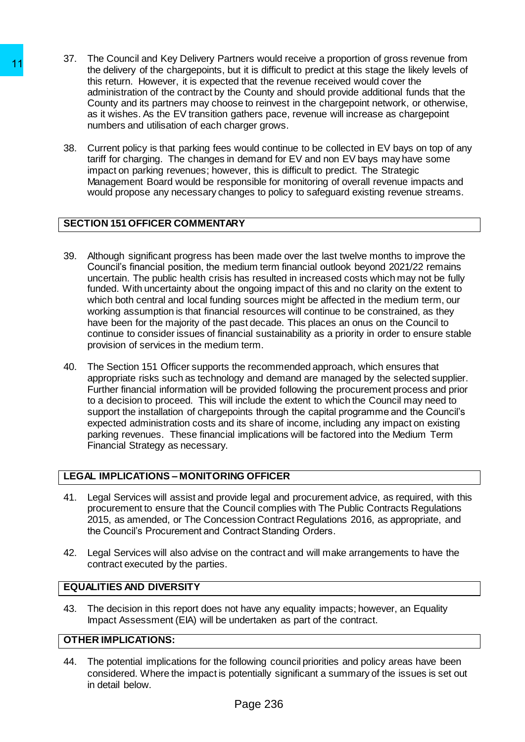37. The Council and Key Delivery Partners would receive a proportion of gross revenue from the delivery of the chargepoints, but it is difficult to predict at this stage the likely levels of this return. However, it is expected that the revenue received would cover the administration of the contract by the County and should provide additional funds that the County and its partners may choose to reinvest in the chargepoint network, or otherwise, as it wishes. As the EV transition gathers pace, revenue will increase as chargepoint numbers and utilisation of each charger grows.

38. Current policy is that parking fees would continue to be collected in EV bays on top of any tariff for charging. The changes in demand for EV and non EV bays may have some impact on parking revenues; however, this is difficult to predict. The Strategic Management Board would be responsible for monitoring of overall revenue impacts and would propose any necessary changes to policy to safeguard existing revenue streams.

## SECTION 151 OFFICER COMMENTARY

39. Although significant progress has been made over the last twelve months to improve the Council's financial position, the medium term financial outlook beyond 2021/22 remains uncertain. The public health crisis has resulted in increased costs which may not be fully funded. With uncertainty about the ongoing impact of this and no clarity on the extent to which both central and local funding sources might be affected in the medium term, our working assumption is that financial resources will continue to be constrained, as they have been for the majority of the past decade. This places an onus on the Council to continue to consider issues of financial sustainability as a priority in order to ensure stable provision of services in the medium term.

40. The Section 151 Officer supports the recommended approach, which ensures that appropriate risks such as technology and demand are managed by the selected supplier. Further financial information will be provided following the procurement process and prior to a decision to proceed. This will include the extent to which the Council may need to support the installation of chargepoints through the capital programme and the Council's expected administration costs and its share of income, including any impact on existing parking revenues. These financial implications will be factored into the Medium Term Financial Strategy as necessary.

## LEGAL IMPLICATIONS – MONITORING OFFICER

41. Legal Services will assist and provide legal and procurement advice, as required, with this procurement to ensure that the Council complies with The Public Contracts Regulations 2015, as amended, or The Concession Contract Regulations 2016, as appropriate, and the Council's Procurement and Contract Standing Orders.

42. Legal Services will also advise on the contract and will make arrangements to have the contract executed by the parties.

## EQUALITIES AND DIVERSITY

43. The decision in this report does not have any equality impacts; however, an Equality Impact Assessment (EIA) will be undertaken as part of the contract.

## OTHER IMPLICATIONS:

44. The potential implications for the following council priorities and policy areas have been considered. Where the impact is potentially significant a summary of the issues is set out in detail below.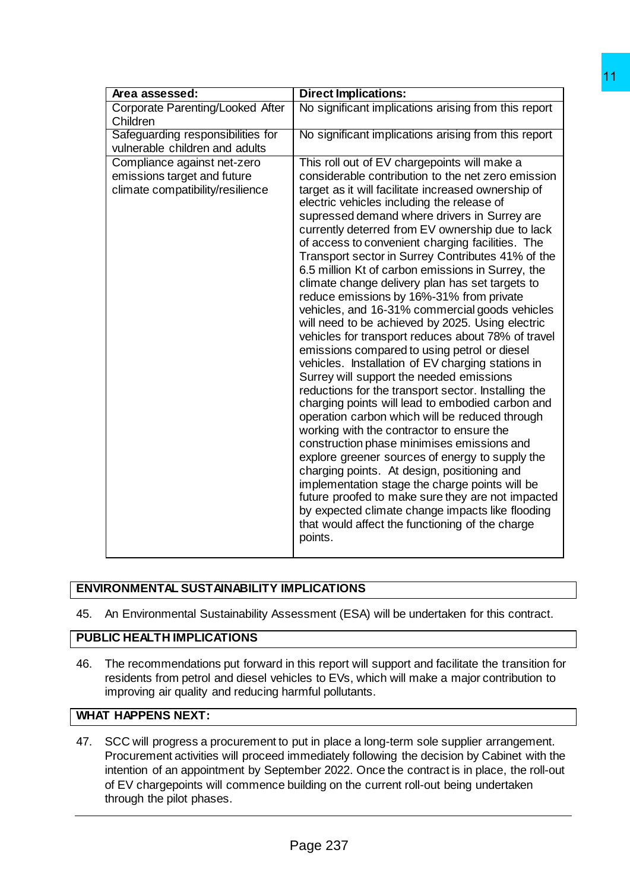| Area assessed: | Direct Implications: |
|---|---|
| Corporate Parenting/Looked After Children | No significant implications arising from this report |
| Safeguarding responsibilities for vulnerable children and adults | No significant implications arising from this report |
| Compliance against net-zero emissions target and future climate compatibility/resilience | This roll out of EV chargepoints will make a considerable contribution to the net zero emission target as it will facilitate increased ownership of electric vehicles including the release of supressed demand where drivers in Surrey are currently deterred from EV ownership due to lack of access to convenient charging facilities. The Transport sector in Surrey Contributes 41% of the 6.5 million Kt of carbon emissions in Surrey, the climate change delivery plan has set targets to reduce emissions by 16%-31% from private vehicles, and 16-31% commercial goods vehicles will need to be achieved by 2025. Using electric vehicles for transport reduces about 78% of travel emissions compared to using petrol or diesel vehicles. Installation of EV charging stations in Surrey will support the needed emissions reductions for the transport sector. Installing the charging points will lead to embodied carbon and operation carbon which will be reduced through working with the contractor to ensure the construction phase minimises emissions and explore greener sources of energy to supply the charging points. At design, positioning and implementation stage the charge points will be future proofed to make sure they are not impacted by expected climate change impacts like flooding that would affect the functioning of the charge points. |

## ENVIRONMENTAL SUSTAINABILITY IMPLICATIONS

45. An Environmental Sustainability Assessment (ESA) will be undertaken for this contract.

## PUBLIC HEALTH IMPLICATIONS

46. The recommendations put forward in this report will support and facilitate the transition for residents from petrol and diesel vehicles to EVs, which will make a major contribution to improving air quality and reducing harmful pollutants.

## WHAT HAPPENS NEXT:

47. SCC will progress a procurement to put in place a long-term sole supplier arrangement. Procurement activities will proceed immediately following the decision by Cabinet with the intention of an appointment by September 2022. Once the contract is in place, the roll-out of EV chargepoints will commence building on the current roll-out being undertaken through the pilot phases.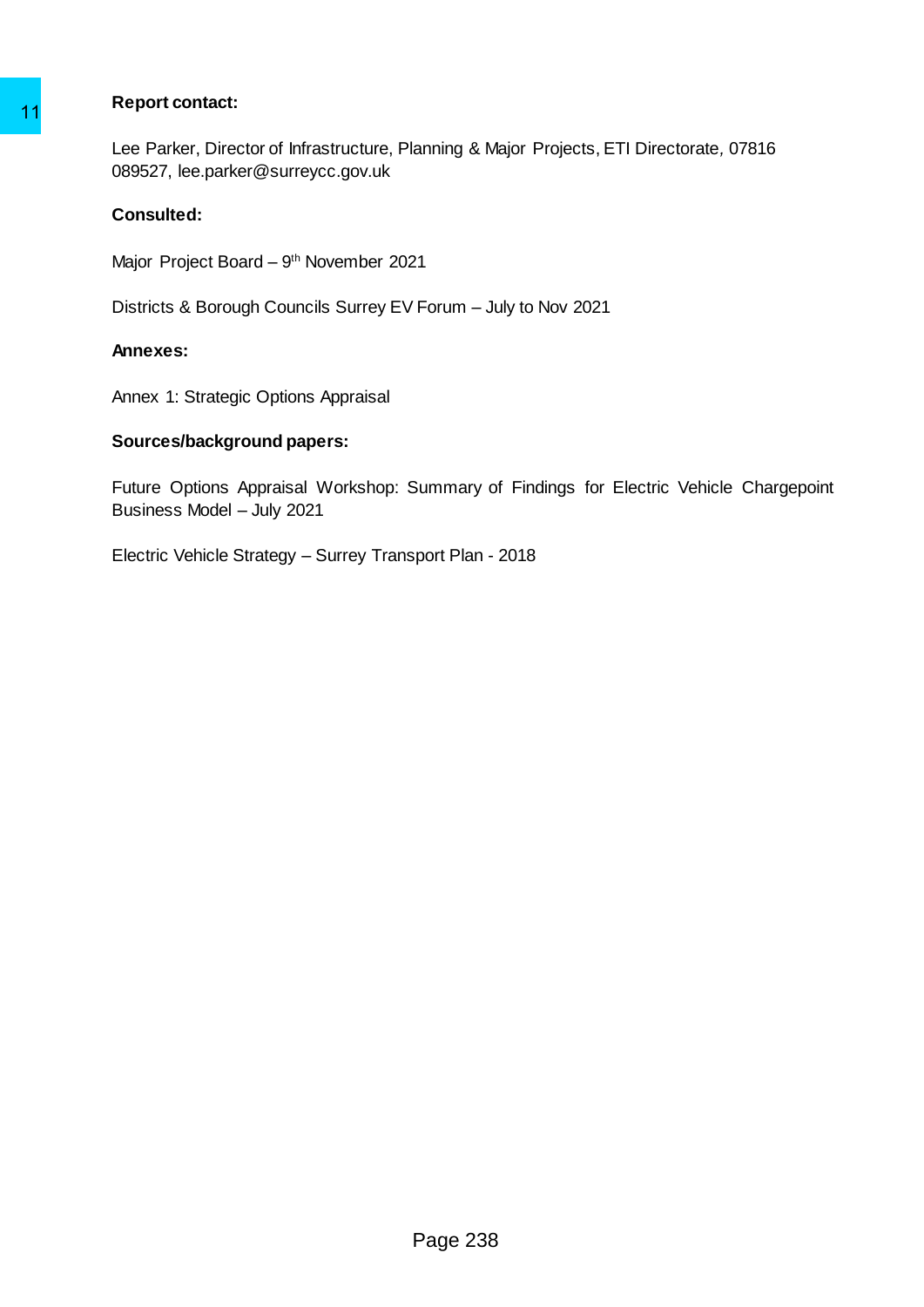**Report contact:**

Lee Parker, Director of Infrastructure, Planning & Major Projects, ETI Directorate, 07816 089527, lee.parker@surreycc.gov.uk

**Consulted:**

Major Project Board – 9th November 2021

Districts & Borough Councils Surrey EV Forum – July to Nov 2021

**Annexes:**

Annex 1: Strategic Options Appraisal

**Sources/background papers:**

Future Options Appraisal Workshop: Summary of Findings for Electric Vehicle Chargepoint Business Model – July 2021

Electric Vehicle Strategy – Surrey Transport Plan - 2018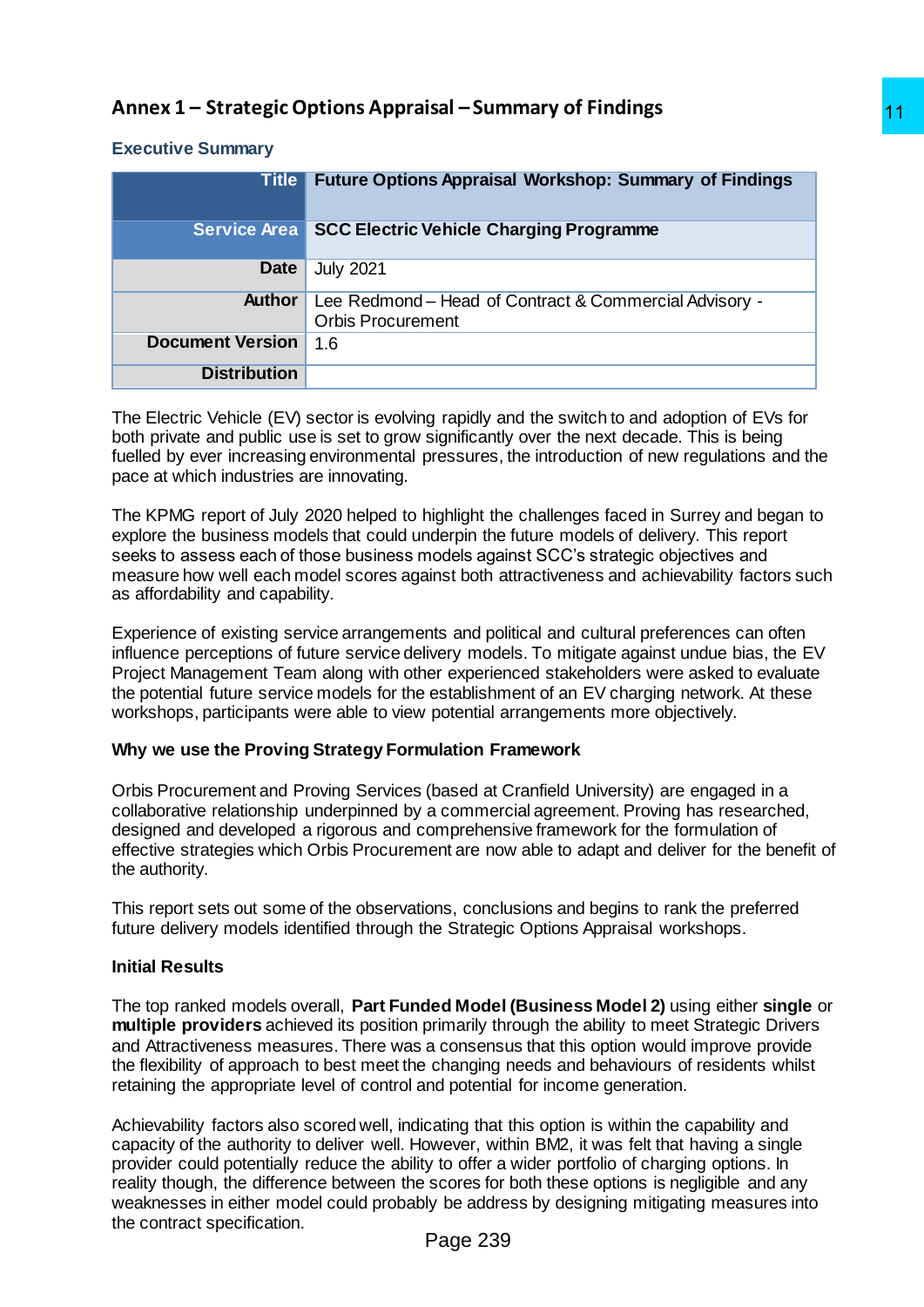## Annex 1 – Strategic Options Appraisal – Summary of Findings

### Executive Summary

| Title | Future Options Appraisal Workshop: Summary of Findings |
|---|---|
| Service Area | SCC Electric Vehicle Charging Programme |
| Date | July 2021 |
| Author | Lee Redmond – Head of Contract & Commercial Advisory - Orbis Procurement |
| Document Version | 1.6 |
| Distribution | |

The Electric Vehicle (EV) sector is evolving rapidly and the switch to and adoption of EVs for both private and public use is set to grow significantly over the next decade. This is being fuelled by ever increasing environmental pressures, the introduction of new regulations and the pace at which industries are innovating.

The KPMG report of July 2020 helped to highlight the challenges faced in Surrey and began to explore the business models that could underpin the future models of delivery. This report seeks to assess each of those business models against SCC's strategic objectives and measure how well each model scores against both attractiveness and achievability factors such as affordability and capability.

Experience of existing service arrangements and political and cultural preferences can often influence perceptions of future service delivery models. To mitigate against undue bias, the EV Project Management Team along with other experienced stakeholders were asked to evaluate the potential future service models for the establishment of an EV charging network. At these workshops, participants were able to view potential arrangements more objectively.

**Why we use the Proving Strategy Formulation Framework**

Orbis Procurement and Proving Services (based at Cranfield University) are engaged in a collaborative relationship underpinned by a commercial agreement. Proving has researched, designed and developed a rigorous and comprehensive framework for the formulation of effective strategies which Orbis Procurement are now able to adapt and deliver for the benefit of the authority.

This report sets out some of the observations, conclusions and begins to rank the preferred future delivery models identified through the Strategic Options Appraisal workshops.

**Initial Results**

The top ranked models overall, **Part Funded Model (Business Model 2)** using either **single** or **multiple providers** achieved its position primarily through the ability to meet Strategic Drivers and Attractiveness measures. There was a consensus that this option would improve provide the flexibility of approach to best meet the changing needs and behaviours of residents whilst retaining the appropriate level of control and potential for income generation.

Achievability factors also scored well, indicating that this option is within the capability and capacity of the authority to deliver well. However, within BM2, it was felt that having a single provider could potentially reduce the ability to offer a wider portfolio of charging options. In reality though, the difference between the scores for both these options is negligible and any weaknesses in either model could probably be address by designing mitigating measures into the contract specification.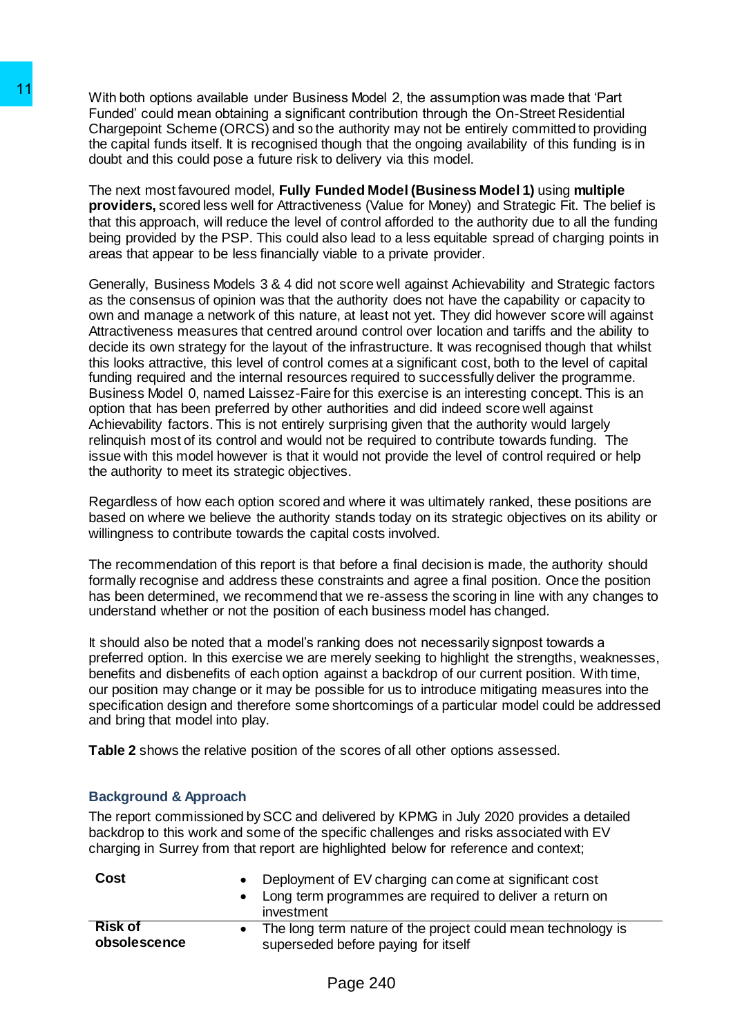With both options available under Business Model 2, the assumption was made that 'Part Funded' could mean obtaining a significant contribution through the On-Street Residential Chargepoint Scheme (ORCS) and so the authority may not be entirely committed to providing the capital funds itself. It is recognised though that the ongoing availability of this funding is in doubt and this could pose a future risk to delivery via this model.

The next most favoured model, **Fully Funded Model (Business Model 1)** using **multiple providers,** scored less well for Attractiveness (Value for Money) and Strategic Fit. The belief is that this approach, will reduce the level of control afforded to the authority due to all the funding being provided by the PSP. This could also lead to a less equitable spread of charging points in areas that appear to be less financially viable to a private provider.

Generally, Business Models 3 & 4 did not score well against Achievability and Strategic factors as the consensus of opinion was that the authority does not have the capability or capacity to own and manage a network of this nature, at least not yet. They did however score will against Attractiveness measures that centred around control over location and tariffs and the ability to decide its own strategy for the layout of the infrastructure. It was recognised though that whilst this looks attractive, this level of control comes at a significant cost, both to the level of capital funding required and the internal resources required to successfully deliver the programme. Business Model 0, named Laissez-Faire for this exercise is an interesting concept. This is an option that has been preferred by other authorities and did indeed score well against Achievability factors. This is not entirely surprising given that the authority would largely relinquish most of its control and would not be required to contribute towards funding. The issue with this model however is that it would not provide the level of control required or help the authority to meet its strategic objectives.

Regardless of how each option scored and where it was ultimately ranked, these positions are based on where we believe the authority stands today on its strategic objectives on its ability or willingness to contribute towards the capital costs involved.

The recommendation of this report is that before a final decision is made, the authority should formally recognise and address these constraints and agree a final position. Once the position has been determined, we recommend that we re-assess the scoring in line with any changes to understand whether or not the position of each business model has changed.

It should also be noted that a model's ranking does not necessarily signpost towards a preferred option. In this exercise we are merely seeking to highlight the strengths, weaknesses, benefits and disbenefits of each option against a backdrop of our current position. With time, our position may change or it may be possible for us to introduce mitigating measures into the specification design and therefore some shortcomings of a particular model could be addressed and bring that model into play.

**Table 2** shows the relative position of the scores of all other options assessed.

### Background & Approach

The report commissioned by SCC and delivered by KPMG in July 2020 provides a detailed backdrop to this work and some of the specific challenges and risks associated with EV charging in Surrey from that report are highlighted below for reference and context;

| | |
|---|---|
| **Cost** | • Deployment of EV charging can come at significant cost<br>• Long term programmes are required to deliver a return on investment |
| **Risk of obsolescence** | • The long term nature of the project could mean technology is superseded before paying for itself |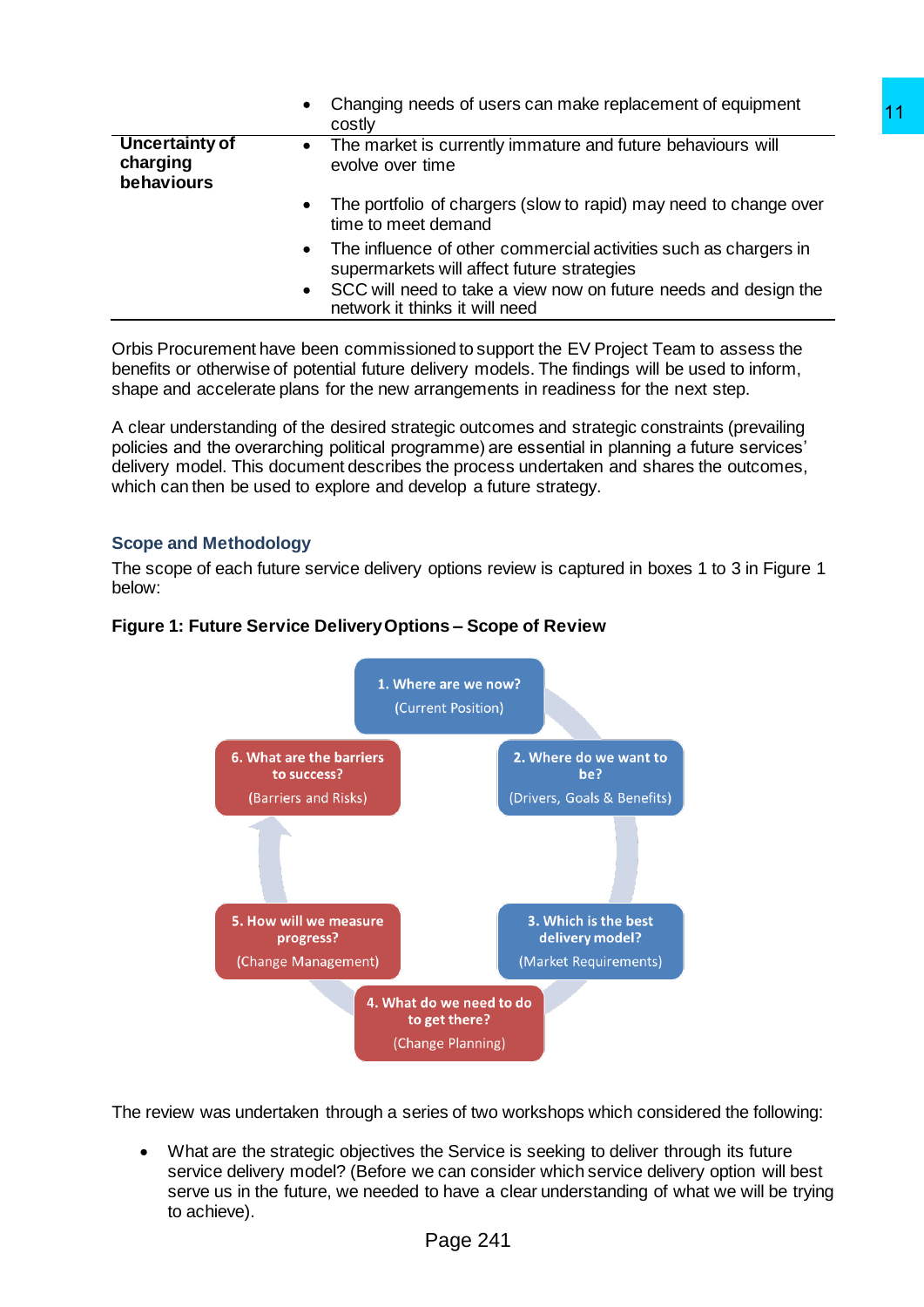| | |
|---|---|
| | • Changing needs of users can make replacement of equipment costly |
| **Uncertainty of charging behaviours** | • The market is currently immature and future behaviours will evolve over time<br>• The portfolio of chargers (slow to rapid) may need to change over time to meet demand<br>• The influence of other commercial activities such as chargers in supermarkets will affect future strategies<br>• SCC will need to take a view now on future needs and design the network it thinks it will need |

Orbis Procurement have been commissioned to support the EV Project Team to assess the benefits or otherwise of potential future delivery models. The findings will be used to inform, shape and accelerate plans for the new arrangements in readiness for the next step.

A clear understanding of the desired strategic outcomes and strategic constraints (prevailing policies and the overarching political programme) are essential in planning a future services' delivery model. This document describes the process undertaken and shares the outcomes, which can then be used to explore and develop a future strategy.

## Scope and Methodology

The scope of each future service delivery options review is captured in boxes 1 to 3 in Figure 1 below:

**Figure 1: Future Service Delivery Options – Scope of Review**

1. Where are we now? (Current Position)
2. Where do we want to be? (Drivers, Goals & Benefits)
3. Which is the best delivery model? (Market Requirements)
4. What do we need to do to get there? (Change Planning)
5. How will we measure progress? (Change Management)
6. What are the barriers to success? (Barriers and Risks)

The review was undertaken through a series of two workshops which considered the following:

- What are the strategic objectives the Service is seeking to deliver through its future service delivery model? (Before we can consider which service delivery option will best serve us in the future, we needed to have a clear understanding of what we will be trying to achieve).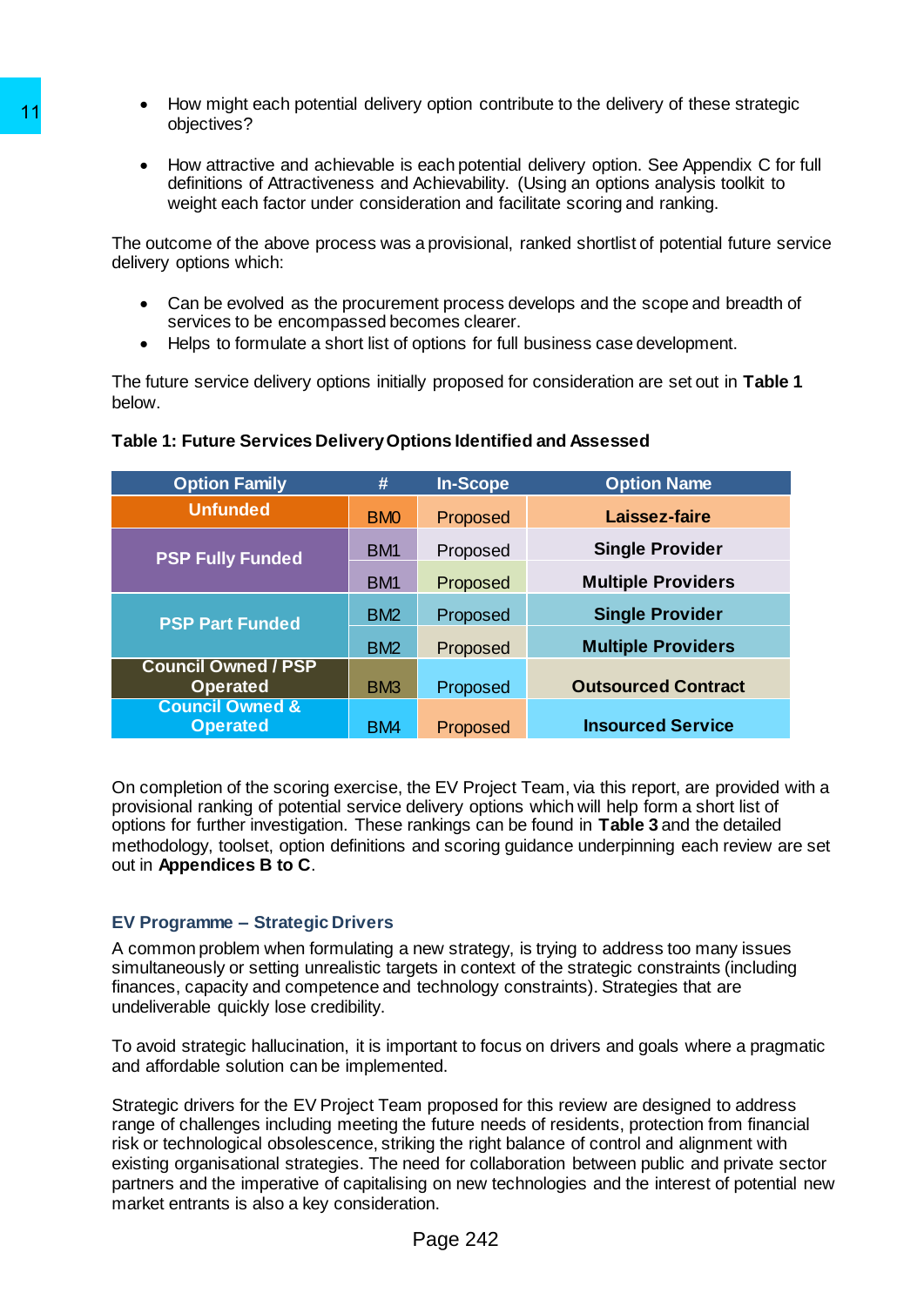- How might each potential delivery option contribute to the delivery of these strategic objectives?
- How attractive and achievable is each potential delivery option. See Appendix C for full definitions of Attractiveness and Achievability. (Using an options analysis toolkit to weight each factor under consideration and facilitate scoring and ranking.

The outcome of the above process was a provisional, ranked shortlist of potential future service delivery options which:

- Can be evolved as the procurement process develops and the scope and breadth of services to be encompassed becomes clearer.
- Helps to formulate a short list of options for full business case development.

The future service delivery options initially proposed for consideration are set out in **Table 1** below.

**Table 1: Future Services Delivery Options Identified and Assessed**

| Option Family | # | In-Scope | Option Name |
|---|---|---|---|
| Unfunded | BM0 | Proposed | Laissez-faire |
| PSP Fully Funded | BM1 | Proposed | Single Provider |
| | BM1 | Proposed | Multiple Providers |
| PSP Part Funded | BM2 | Proposed | Single Provider |
| | BM2 | Proposed | Multiple Providers |
| Council Owned / PSP Operated | BM3 | Proposed | Outsourced Contract |
| Council Owned & Operated | BM4 | Proposed | Insourced Service |

On completion of the scoring exercise, the EV Project Team, via this report, are provided with a provisional ranking of potential service delivery options which will help form a short list of options for further investigation. These rankings can be found in **Table 3** and the detailed methodology, toolset, option definitions and scoring guidance underpinning each review are set out in **Appendices B to C**.

### EV Programme – Strategic Drivers

A common problem when formulating a new strategy, is trying to address too many issues simultaneously or setting unrealistic targets in context of the strategic constraints (including finances, capacity and competence and technology constraints). Strategies that are undeliverable quickly lose credibility.

To avoid strategic hallucination, it is important to focus on drivers and goals where a pragmatic and affordable solution can be implemented.

Strategic drivers for the EV Project Team proposed for this review are designed to address range of challenges including meeting the future needs of residents, protection from financial risk or technological obsolescence, striking the right balance of control and alignment with existing organisational strategies. The need for collaboration between public and private sector partners and the imperative of capitalising on new technologies and the interest of potential new market entrants is also a key consideration.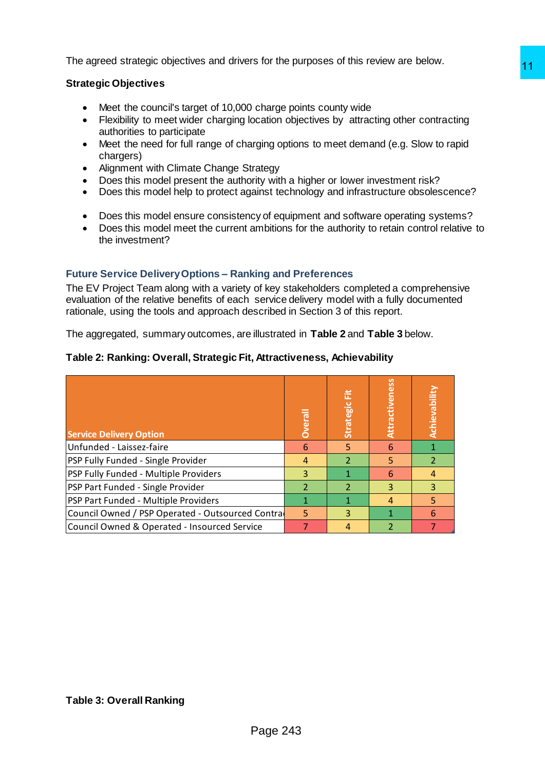The agreed strategic objectives and drivers for the purposes of this review are below.

**Strategic Objectives**

- Meet the council's target of 10,000 charge points county wide
- Flexibility to meet wider charging location objectives by attracting other contracting authorities to participate
- Meet the need for full range of charging options to meet demand (e.g. Slow to rapid chargers)
- Alignment with Climate Change Strategy
- Does this model present the authority with a higher or lower investment risk?
- Does this model help to protect against technology and infrastructure obsolescence?

- Does this model ensure consistency of equipment and software operating systems?
- Does this model meet the current ambitions for the authority to retain control relative to the investment?

## Future Service Delivery Options – Ranking and Preferences

The EV Project Team along with a variety of key stakeholders completed a comprehensive evaluation of the relative benefits of each service delivery model with a fully documented rationale, using the tools and approach described in Section 3 of this report.

The aggregated, summary outcomes, are illustrated in **Table 2** and **Table 3** below.

**Table 2: Ranking: Overall, Strategic Fit, Attractiveness, Achievability**

| Service Delivery Option | Overall | Strategic Fit | Attractiveness | Achievability |
|---|---|---|---|---|
| Unfunded - Laissez-faire | 6 | 5 | 6 | 1 |
| PSP Fully Funded - Single Provider | 4 | 2 | 5 | 2 |
| PSP Fully Funded - Multiple Providers | 3 | 1 | 6 | 4 |
| PSP Part Funded - Single Provider | 2 | 2 | 3 | 3 |
| PSP Part Funded - Multiple Providers | 1 | 1 | 4 | 5 |
| Council Owned / PSP Operated - Outsourced Contra | 5 | 3 | 1 | 6 |
| Council Owned & Operated - Insourced Service | 7 | 4 | 2 | 7 |

**Table 3: Overall Ranking**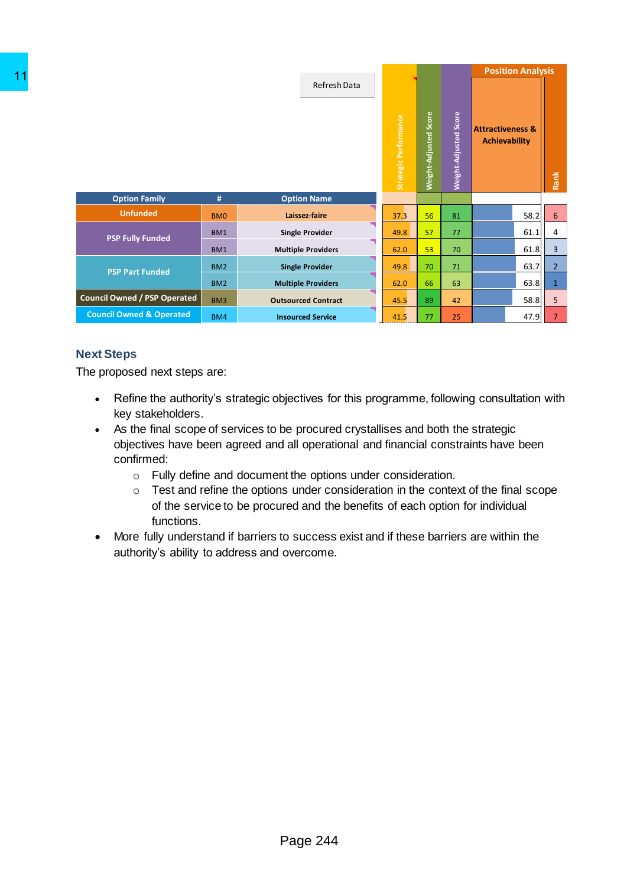| Option Family | # | Option Name | Strategic Performance | Weight-Adjusted Score | Weight-Adjusted Score | Attractiveness & Achievability | Rank |
|---|---|---|---|---|---|---|---|
| Unfunded | BM0 | Laissez-faire | 37.3 | 56 | 81 | 58.2 | 6 |
| PSP Fully Funded | BM1 | Single Provider | 49.8 | 57 | 77 | 61.1 | 4 |
| | BM1 | Multiple Providers | 62.0 | 53 | 70 | 61.8 | 3 |
| PSP Part Funded | BM2 | Single Provider | 49.8 | 70 | 71 | 63.7 | 2 |
| | BM2 | Multiple Providers | 62.0 | 66 | 63 | 63.8 | 1 |
| Council Owned / PSP Operated | BM3 | Outsourced Contract | 45.5 | 89 | 42 | 58.8 | 5 |
| Council Owned & Operated | BM4 | Insourced Service | 41.5 | 77 | 25 | 47.9 | 7 |

Refresh Data

Position Analysis

## Next Steps

The proposed next steps are:

- Refine the authority's strategic objectives for this programme, following consultation with key stakeholders.
- As the final scope of services to be procured crystallises and both the strategic objectives have been agreed and all operational and financial constraints have been confirmed:
  - Fully define and document the options under consideration.
  - Test and refine the options under consideration in the context of the final scope of the service to be procured and the benefits of each option for individual functions.
- More fully understand if barriers to success exist and if these barriers are within the authority's ability to address and overcome.